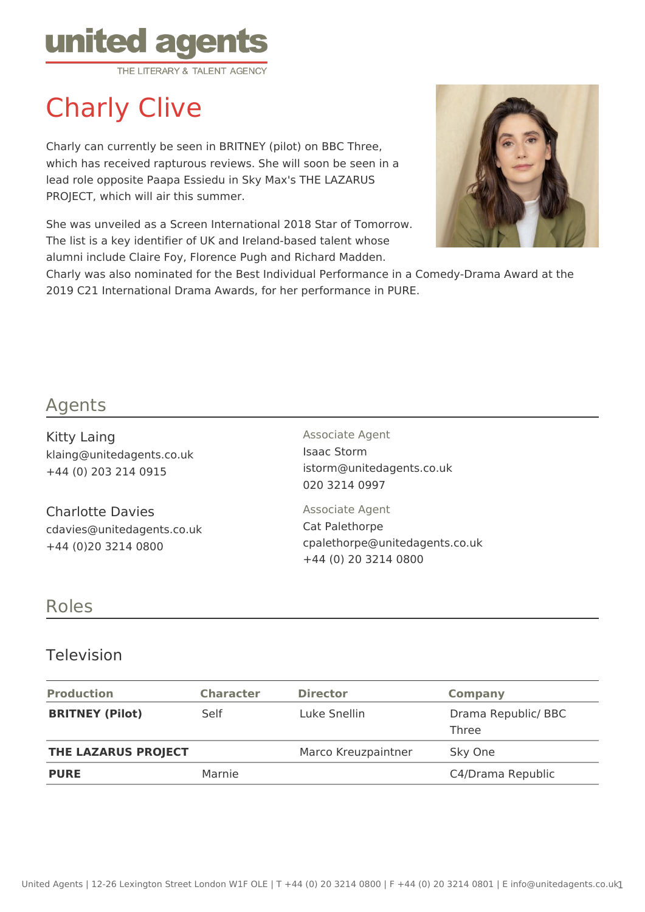# Charly Clive

Charly can currently be seen in BRITNEY (pilot) on BBC Three, which has received rapturous reviews. She will soon be seen in a lead role opposite Paapa Essiedu in Sky Max's THE LAZARUS PROJECT, which will air this summer.

She was unveiled as a Screen International 2018 Star of Tomorrow. The list is a key identifier of UK and Ireland-based talent whose alumni include Claire Foy, Florence Pugh and Richard Madden. Charly was also nominated for the Best Individual Performance in a Comedy-Drama Award at the 2019 C21 International Drama Awards, for her performance in PURE.

## Agents

Kitty Laing
klaing@unitedagents.co.uk
+44 (0) 203 214 0915

Charlotte Davies
cdavies@unitedagents.co.uk
+44 (0)20 3214 0800

Associate Agent
Isaac Storm
istorm@unitedagents.co.uk
020 3214 0997

Associate Agent
Cat Palethorpe
cpalethorpe@unitedagents.co.uk
+44 (0) 20 3214 0800

## Roles

### Television

| Production | Character | Director | Company |
|---|---|---|---|
| **BRITNEY (Pilot)** | Self | Luke Snellin | Drama Republic/ BBC Three |
| **THE LAZARUS PROJECT** | | Marco Kreuzpaintner | Sky One |
| **PURE** | Marnie | | C4/Drama Republic |

United Agents | 12-26 Lexington Street London W1F OLE | T +44 (0) 20 3214 0800 | F +44 (0) 20 3214 0801 | E info@unitedagents.co.uk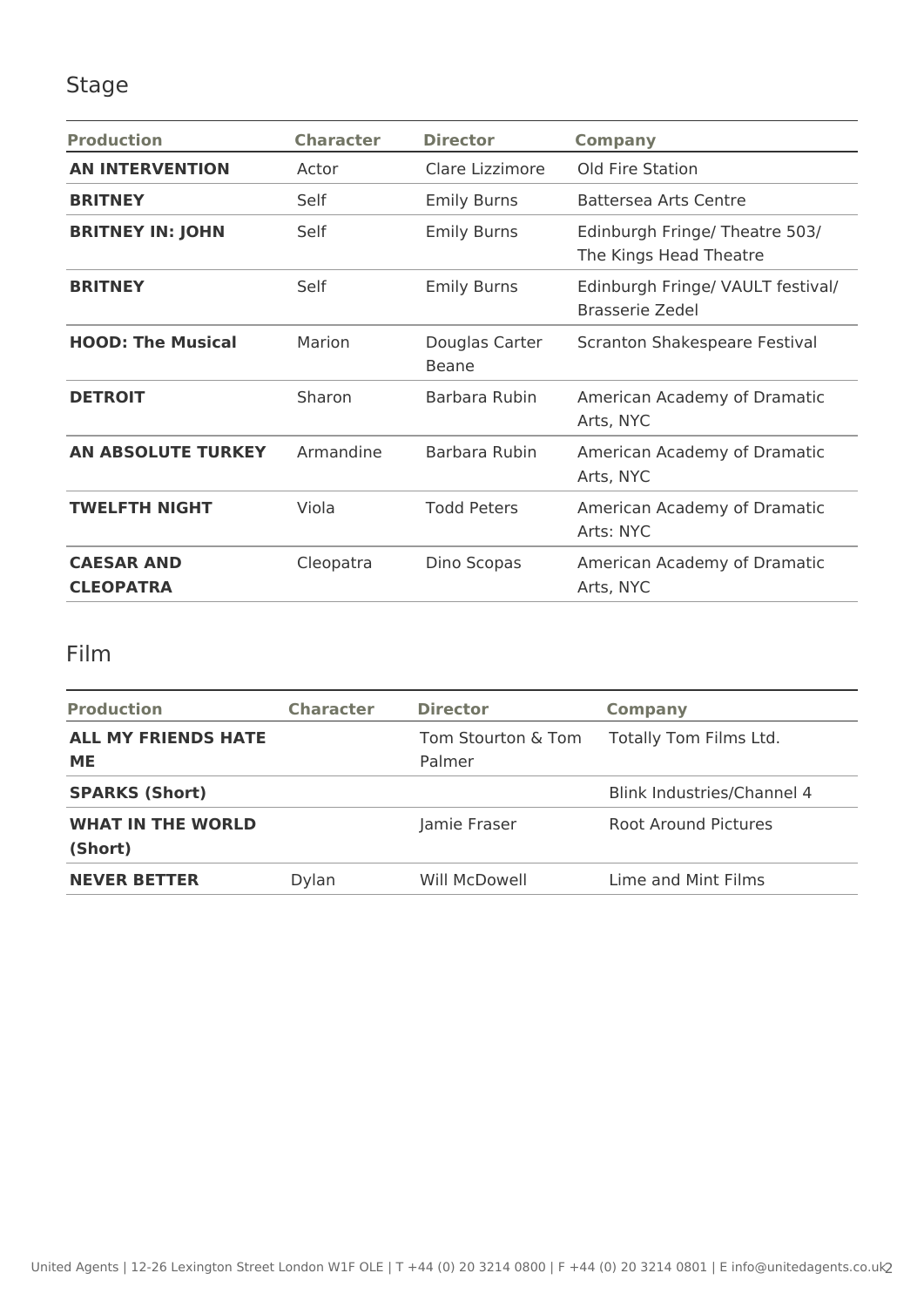## Stage

| Production | Character | Director | Company |
|---|---|---|---|
| **AN INTERVENTION** | Actor | Clare Lizzimore | Old Fire Station |
| **BRITNEY** | Self | Emily Burns | Battersea Arts Centre |
| **BRITNEY IN: JOHN** | Self | Emily Burns | Edinburgh Fringe/ Theatre 503/ The Kings Head Theatre |
| **BRITNEY** | Self | Emily Burns | Edinburgh Fringe/ VAULT festival/ Brasserie Zedel |
| **HOOD: The Musical** | Marion | Douglas Carter Beane | Scranton Shakespeare Festival |
| **DETROIT** | Sharon | Barbara Rubin | American Academy of Dramatic Arts, NYC |
| **AN ABSOLUTE TURKEY** | Armandine | Barbara Rubin | American Academy of Dramatic Arts, NYC |
| **TWELFTH NIGHT** | Viola | Todd Peters | American Academy of Dramatic Arts: NYC |
| **CAESAR AND CLEOPATRA** | Cleopatra | Dino Scopas | American Academy of Dramatic Arts, NYC |

## Film

| Production | Character | Director | Company |
|---|---|---|---|
| **ALL MY FRIENDS HATE ME** | | Tom Stourton & Tom Palmer | Totally Tom Films Ltd. |
| **SPARKS (Short)** | | | Blink Industries/Channel 4 |
| **WHAT IN THE WORLD (Short)** | | Jamie Fraser | Root Around Pictures |
| **NEVER BETTER** | Dylan | Will McDowell | Lime and Mint Films |